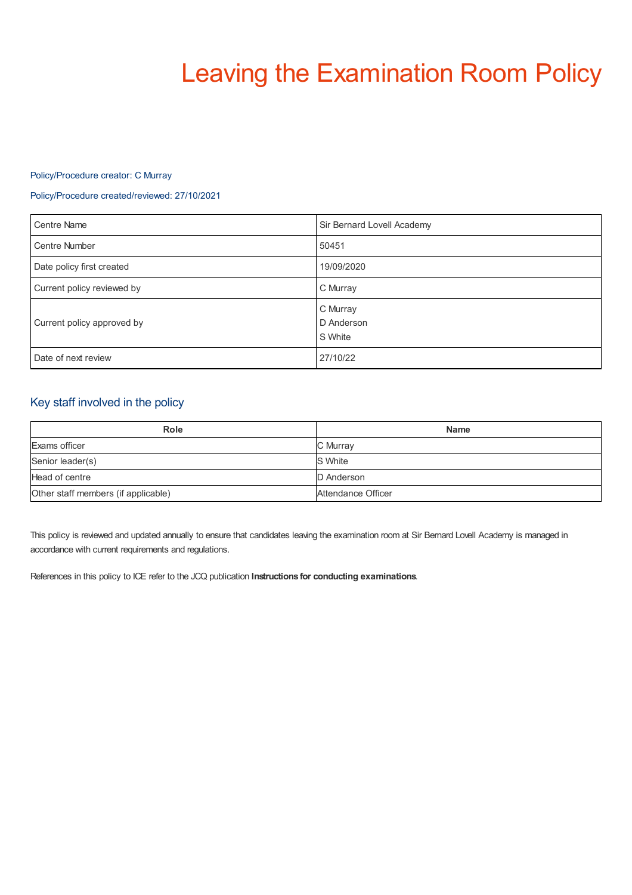# Leaving the Examination Room Policy

Policy/Procedure creator: C Murray

Policy/Procedure created/reviewed: 27/10/2021

| Centre Name | Sir Bernard Lovell Academy |
|---|---|
| Centre Number | 50451 |
| Date policy first created | 19/09/2020 |
| Current policy reviewed by | C Murray |
| Current policy approved by | C Murray<br>D Anderson<br>S White |
| Date of next review | 27/10/22 |

## Key staff involved in the policy

| Role | Name |
|---|---|
| Exams officer | C Murray |
| Senior leader(s) | S White |
| Head of centre | D Anderson |
| Other staff members (if applicable) | Attendance Officer |

This policy is reviewed and updated annually to ensure that candidates leaving the examination room at Sir Bernard Lovell Academy is managed in accordance with current requirements and regulations.

References in this policy to ICE refer to the JCQ publication **Instructions for conducting examinations**.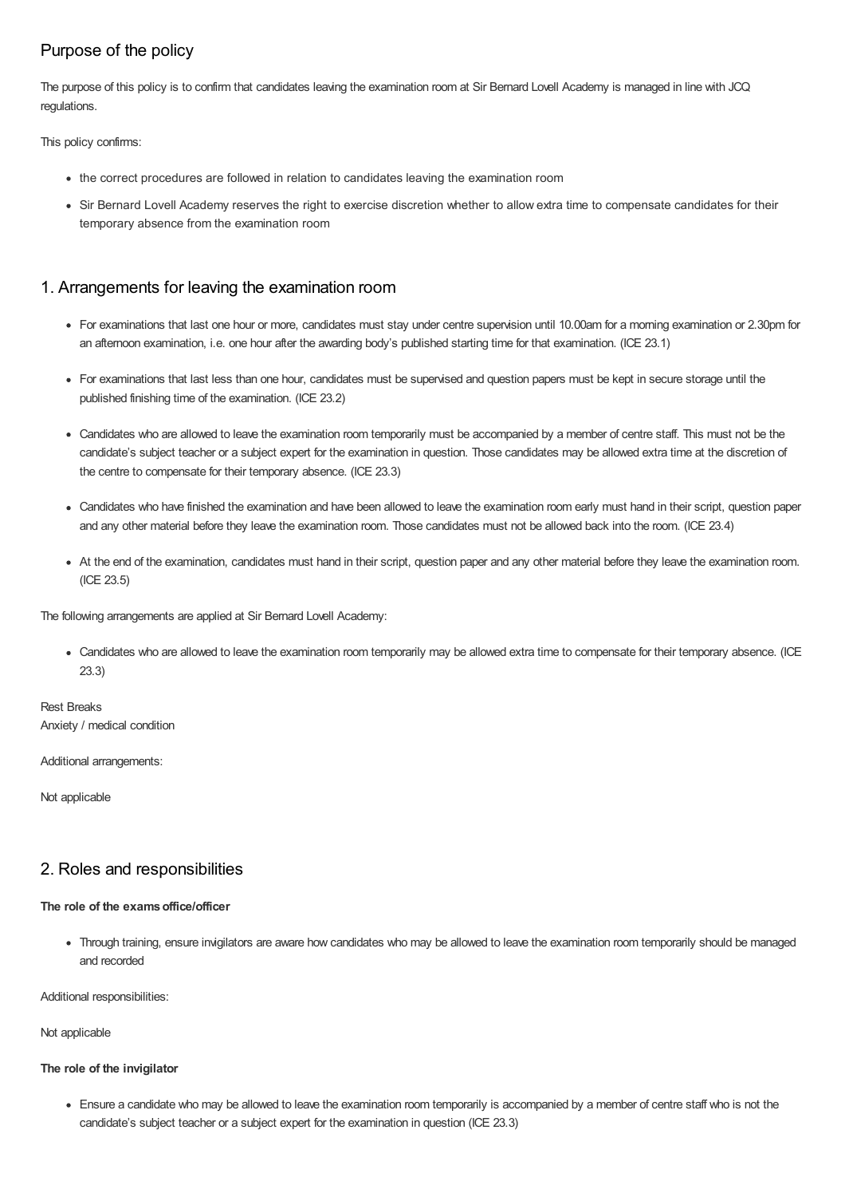## Purpose of the policy

The purpose of this policy is to confirm that candidates leaving the examination room at Sir Bernard Lovell Academy is managed in line with JCQ regulations.

This policy confirms:

- the correct procedures are followed in relation to candidates leaving the examination room
- Sir Bernard Lovell Academy reserves the right to exercise discretion whether to allow extra time to compensate candidates for their temporary absence from the examination room

## 1. Arrangements for leaving the examination room

- For examinations that last one hour or more, candidates must stay under centre supervision until 10.00am for a morning examination or 2.30pm for an afternoon examination, i.e. one hour after the awarding body's published starting time for that examination. (ICE 23.1)
- For examinations that last less than one hour, candidates must be supervised and question papers must be kept in secure storage until the published finishing time of the examination. (ICE 23.2)
- Candidates who are allowed to leave the examination room temporarily must be accompanied by a member of centre staff. This must not be the candidate's subject teacher or a subject expert for the examination in question. Those candidates may be allowed extra time at the discretion of the centre to compensate for their temporary absence. (ICE 23.3)
- Candidates who have finished the examination and have been allowed to leave the examination room early must hand in their script, question paper and any other material before they leave the examination room. Those candidates must not be allowed back into the room. (ICE 23.4)
- At the end of the examination, candidates must hand in their script, question paper and any other material before they leave the examination room. (ICE 23.5)

The following arrangements are applied at Sir Bernard Lovell Academy:

- Candidates who are allowed to leave the examination room temporarily may be allowed extra time to compensate for their temporary absence. (ICE 23.3)

Rest Breaks
Anxiety / medical condition

Additional arrangements:

Not applicable

## 2. Roles and responsibilities

**The role of the exams office/officer**

- Through training, ensure invigilators are aware how candidates who may be allowed to leave the examination room temporarily should be managed and recorded

Additional responsibilities:

Not applicable

**The role of the invigilator**

- Ensure a candidate who may be allowed to leave the examination room temporarily is accompanied by a member of centre staff who is not the candidate's subject teacher or a subject expert for the examination in question (ICE 23.3)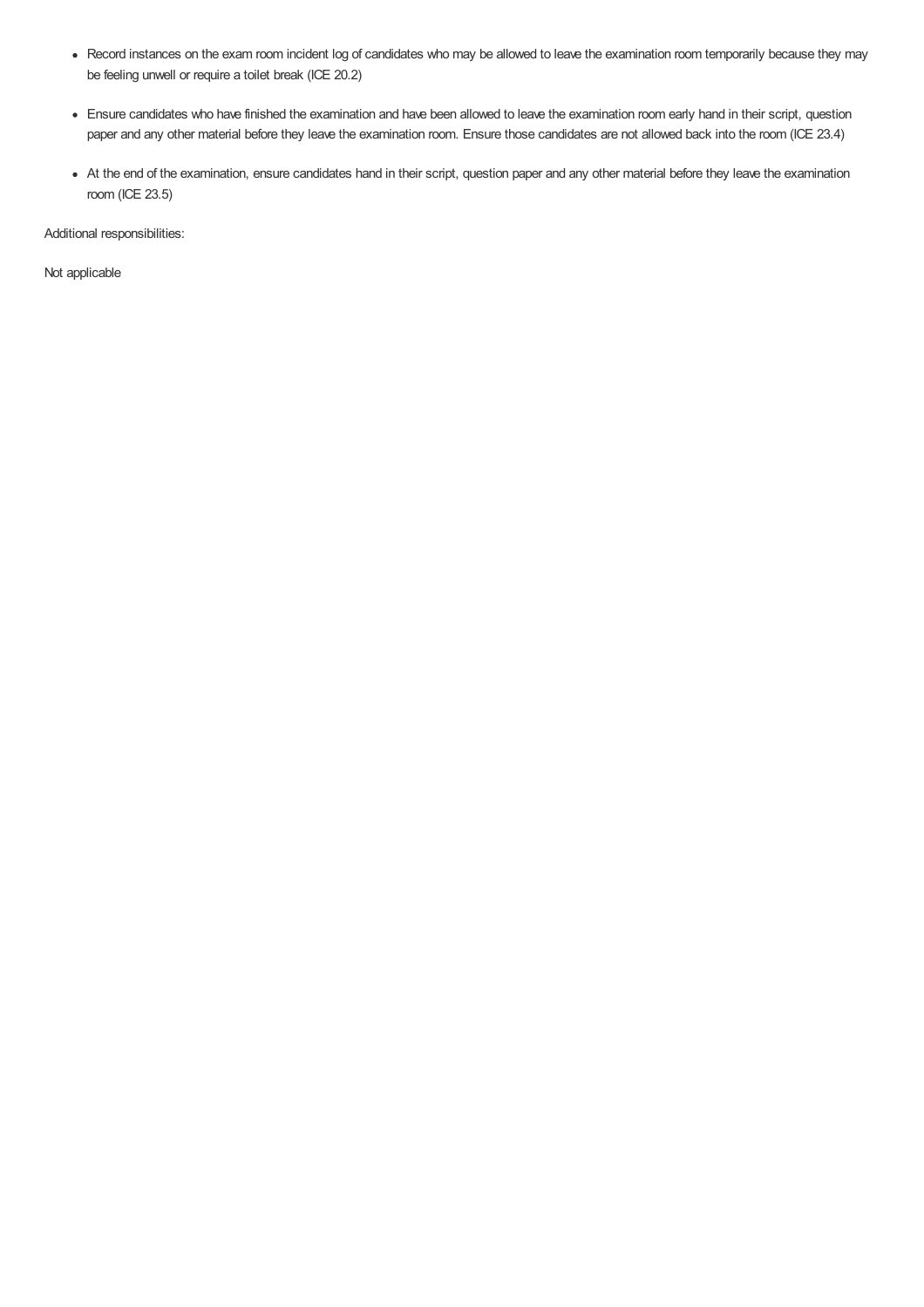- Record instances on the exam room incident log of candidates who may be allowed to leave the examination room temporarily because they may be feeling unwell or require a toilet break (ICE 20.2)
- Ensure candidates who have finished the examination and have been allowed to leave the examination room early hand in their script, question paper and any other material before they leave the examination room. Ensure those candidates are not allowed back into the room (ICE 23.4)
- At the end of the examination, ensure candidates hand in their script, question paper and any other material before they leave the examination room (ICE 23.5)

Additional responsibilities:

Not applicable